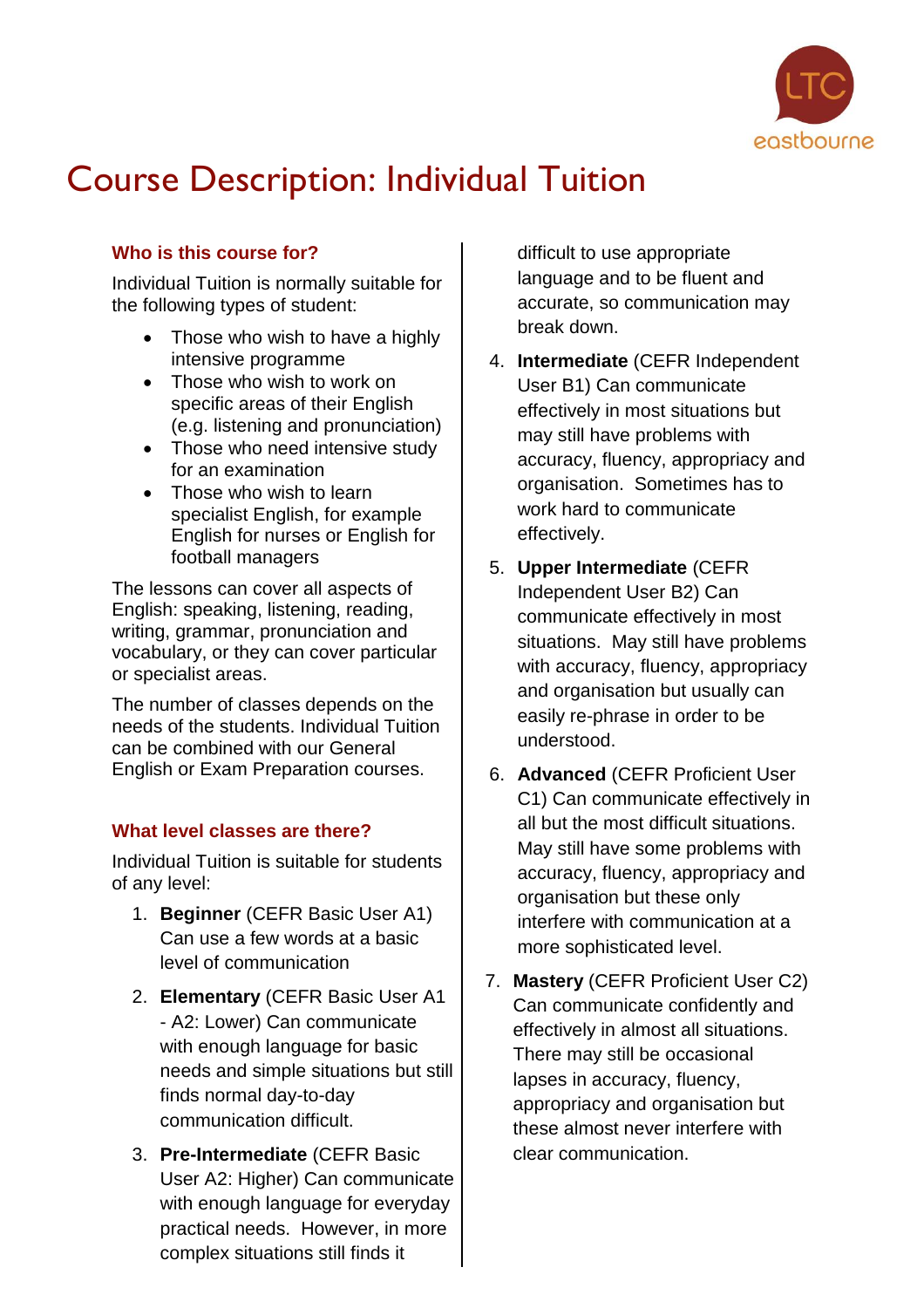# Course Description: Individual Tuition

### Who is this course for?

Individual Tuition is normally suitable for the following types of student:

- Those who wish to have a highly intensive programme
- Those who wish to work on specific areas of their English (e.g. listening and pronunciation)
- Those who need intensive study for an examination
- Those who wish to learn specialist English, for example English for nurses or English for football managers

The lessons can cover all aspects of English: speaking, listening, reading, writing, grammar, pronunciation and vocabulary, or they can cover particular or specialist areas.

The number of classes depends on the needs of the students. Individual Tuition can be combined with our General English or Exam Preparation courses.

### What level classes are there?

Individual Tuition is suitable for students of any level:

1. **Beginner** (CEFR Basic User A1) Can use a few words at a basic level of communication
2. **Elementary** (CEFR Basic User A1 - A2: Lower) Can communicate with enough language for basic needs and simple situations but still finds normal day-to-day communication difficult.
3. **Pre-Intermediate** (CEFR Basic User A2: Higher) Can communicate with enough language for everyday practical needs. However, in more complex situations still finds it difficult to use appropriate language and to be fluent and accurate, so communication may break down.
4. **Intermediate** (CEFR Independent User B1) Can communicate effectively in most situations but may still have problems with accuracy, fluency, appropriacy and organisation. Sometimes has to work hard to communicate effectively.
5. **Upper Intermediate** (CEFR Independent User B2) Can communicate effectively in most situations. May still have problems with accuracy, fluency, appropriacy and organisation but usually can easily re-phrase in order to be understood.
6. **Advanced** (CEFR Proficient User C1) Can communicate effectively in all but the most difficult situations. May still have some problems with accuracy, fluency, appropriacy and organisation but these only interfere with communication at a more sophisticated level.
7. **Mastery** (CEFR Proficient User C2) Can communicate confidently and effectively in almost all situations. There may still be occasional lapses in accuracy, fluency, appropriacy and organisation but these almost never interfere with clear communication.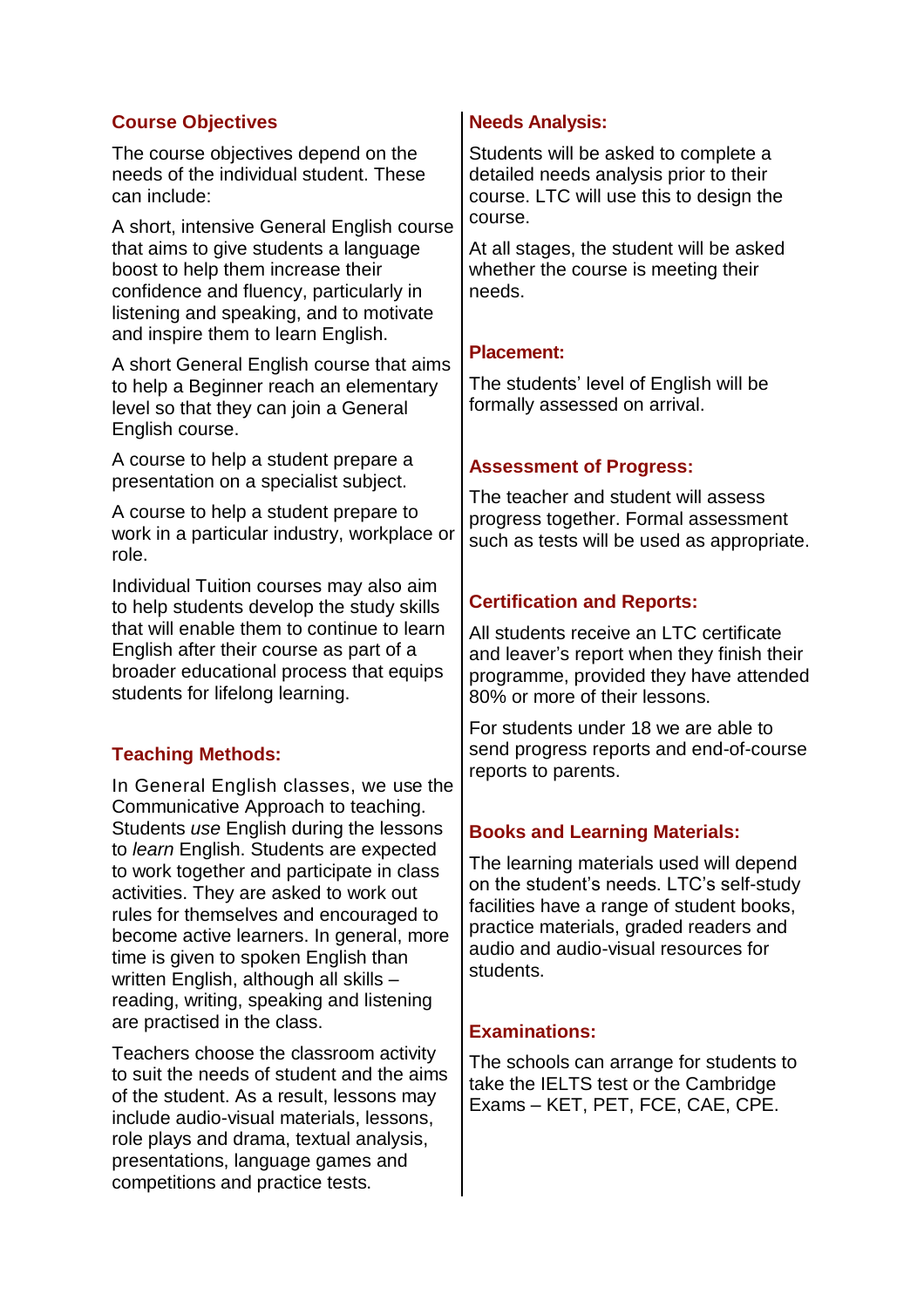## Course Objectives

The course objectives depend on the needs of the individual student. These can include:

A short, intensive General English course that aims to give students a language boost to help them increase their confidence and fluency, particularly in listening and speaking, and to motivate and inspire them to learn English.

A short General English course that aims to help a Beginner reach an elementary level so that they can join a General English course.

A course to help a student prepare a presentation on a specialist subject.

A course to help a student prepare to work in a particular industry, workplace or role.

Individual Tuition courses may also aim to help students develop the study skills that will enable them to continue to learn English after their course as part of a broader educational process that equips students for lifelong learning.

## Teaching Methods:

In General English classes, we use the Communicative Approach to teaching. Students *use* English during the lessons to *learn* English. Students are expected to work together and participate in class activities. They are asked to work out rules for themselves and encouraged to become active learners. In general, more time is given to spoken English than written English, although all skills – reading, writing, speaking and listening are practised in the class.

Teachers choose the classroom activity to suit the needs of student and the aims of the student. As a result, lessons may include audio-visual materials, lessons, role plays and drama, textual analysis, presentations, language games and competitions and practice tests.

## Needs Analysis:

Students will be asked to complete a detailed needs analysis prior to their course. LTC will use this to design the course.

At all stages, the student will be asked whether the course is meeting their needs.

## Placement:

The students' level of English will be formally assessed on arrival.

## Assessment of Progress:

The teacher and student will assess progress together. Formal assessment such as tests will be used as appropriate.

## Certification and Reports:

All students receive an LTC certificate and leaver's report when they finish their programme, provided they have attended 80% or more of their lessons.

For students under 18 we are able to send progress reports and end-of-course reports to parents.

## Books and Learning Materials:

The learning materials used will depend on the student's needs. LTC's self-study facilities have a range of student books, practice materials, graded readers and audio and audio-visual resources for students.

## Examinations:

The schools can arrange for students to take the IELTS test or the Cambridge Exams – KET, PET, FCE, CAE, CPE.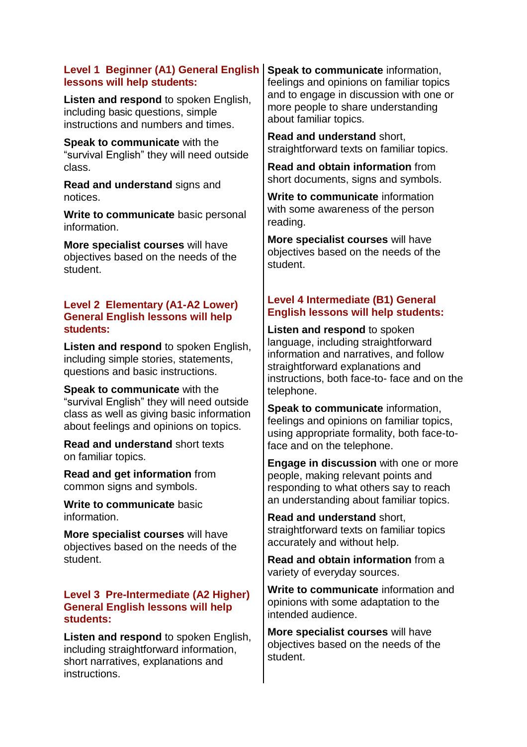## Level 1 Beginner (A1) General English lessons will help students:

**Listen and respond** to spoken English, including basic questions, simple instructions and numbers and times.

**Speak to communicate** with the “survival English” they will need outside class.

**Read and understand** signs and notices.

**Write to communicate** basic personal information.

**More specialist courses** will have objectives based on the needs of the student.

## Level 2 Elementary (A1-A2 Lower) General English lessons will help students:

**Listen and respond** to spoken English, including simple stories, statements, questions and basic instructions.

**Speak to communicate** with the “survival English” they will need outside class as well as giving basic information about feelings and opinions on topics.

**Read and understand** short texts on familiar topics.

**Read and get information** from common signs and symbols.

**Write to communicate** basic information.

**More specialist courses** will have objectives based on the needs of the student.

## Level 3 Pre-Intermediate (A2 Higher) General English lessons will help students:

**Listen and respond** to spoken English, including straightforward information, short narratives, explanations and instructions.

**Speak to communicate** information, feelings and opinions on familiar topics and to engage in discussion with one or more people to share understanding about familiar topics.

**Read and understand** short, straightforward texts on familiar topics.

**Read and obtain information** from short documents, signs and symbols.

**Write to communicate** information with some awareness of the person reading.

**More specialist courses** will have objectives based on the needs of the student.

## Level 4 Intermediate (B1) General English lessons will help students:

**Listen and respond** to spoken language, including straightforward information and narratives, and follow straightforward explanations and instructions, both face-to- face and on the telephone.

**Speak to communicate** information, feelings and opinions on familiar topics, using appropriate formality, both face-to-face and on the telephone.

**Engage in discussion** with one or more people, making relevant points and responding to what others say to reach an understanding about familiar topics.

**Read and understand** short, straightforward texts on familiar topics accurately and without help.

**Read and obtain information** from a variety of everyday sources.

**Write to communicate** information and opinions with some adaptation to the intended audience.

**More specialist courses** will have objectives based on the needs of the student.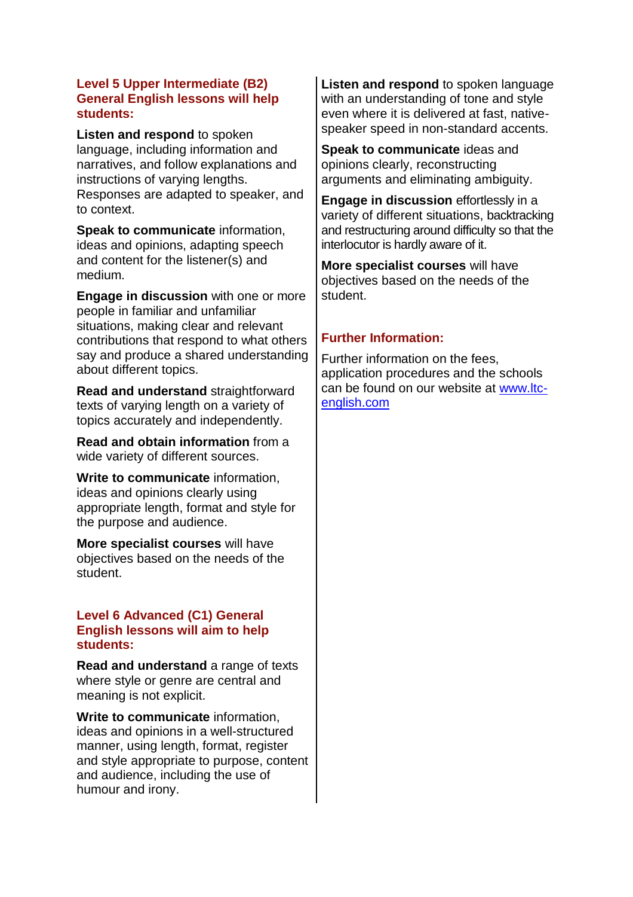### Level 5 Upper Intermediate (B2) General English lessons will help students:

**Listen and respond** to spoken language, including information and narratives, and follow explanations and instructions of varying lengths. Responses are adapted to speaker, and to context.

**Speak to communicate** information, ideas and opinions, adapting speech and content for the listener(s) and medium.

**Engage in discussion** with one or more people in familiar and unfamiliar situations, making clear and relevant contributions that respond to what others say and produce a shared understanding about different topics.

**Read and understand** straightforward texts of varying length on a variety of topics accurately and independently.

**Read and obtain information** from a wide variety of different sources.

**Write to communicate** information, ideas and opinions clearly using appropriate length, format and style for the purpose and audience.

**More specialist courses** will have objectives based on the needs of the student.

### Level 6 Advanced (C1) General English lessons will aim to help students:

**Read and understand** a range of texts where style or genre are central and meaning is not explicit.

**Write to communicate** information, ideas and opinions in a well-structured manner, using length, format, register and style appropriate to purpose, content and audience, including the use of humour and irony.

**Listen and respond** to spoken language with an understanding of tone and style even where it is delivered at fast, native-speaker speed in non-standard accents.

**Speak to communicate** ideas and opinions clearly, reconstructing arguments and eliminating ambiguity.

**Engage in discussion** effortlessly in a variety of different situations, backtracking and restructuring around difficulty so that the interlocutor is hardly aware of it.

**More specialist courses** will have objectives based on the needs of the student.

### Further Information:

Further information on the fees, application procedures and the schools can be found on our website at [www.ltc-english.com](http://www.ltc-english.com)